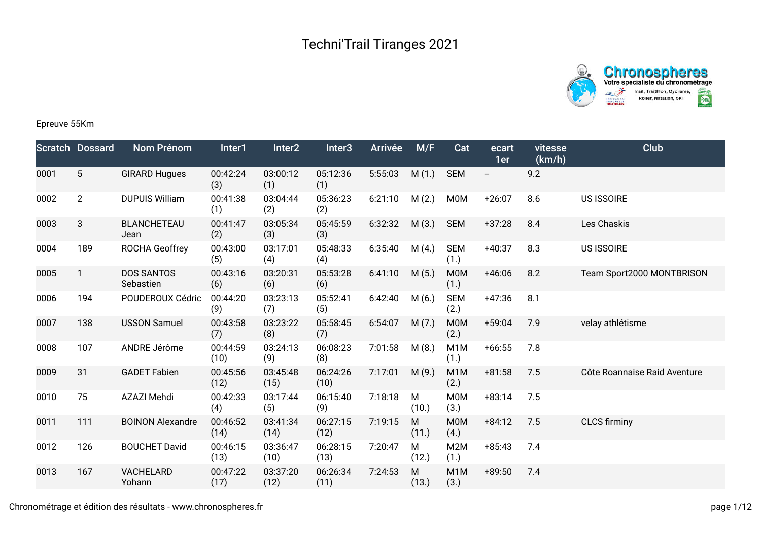# Techni'Trail Tiranges 2021

Epreuve 55Km

| Scratch | Dossard | Nom Prénom | Inter1 | Inter2 | Inter3 | Arrivée | M/F | Cat | ecart 1er | vitesse (km/h) | Club |
|---|---|---|---|---|---|---|---|---|---|---|---|
| 0001 | 5 | GIRARD Hugues | 00:42:24 (3) | 03:00:12 (1) | 05:12:36 (1) | 5:55:03 | M (1.) | SEM | -- | 9.2 | |
| 0002 | 2 | DUPUIS William | 00:41:38 (1) | 03:04:44 (2) | 05:36:23 (2) | 6:21:10 | M (2.) | M0M | +26:07 | 8.6 | US ISSOIRE |
| 0003 | 3 | BLANCHETEAU Jean | 00:41:47 (2) | 03:05:34 (3) | 05:45:59 (3) | 6:32:32 | M (3.) | SEM | +37:28 | 8.4 | Les Chaskis |
| 0004 | 189 | ROCHA Geoffrey | 00:43:00 (5) | 03:17:01 (4) | 05:48:33 (4) | 6:35:40 | M (4.) | SEM (1.) | +40:37 | 8.3 | US ISSOIRE |
| 0005 | 1 | DOS SANTOS Sebastien | 00:43:16 (6) | 03:20:31 (6) | 05:53:28 (6) | 6:41:10 | M (5.) | M0M (1.) | +46:06 | 8.2 | Team Sport2000 MONTBRISON |
| 0006 | 194 | POUDEROUX Cédric | 00:44:20 (9) | 03:23:13 (7) | 05:52:41 (5) | 6:42:40 | M (6.) | SEM (2.) | +47:36 | 8.1 | |
| 0007 | 138 | USSON Samuel | 00:43:58 (7) | 03:23:22 (8) | 05:58:45 (7) | 6:54:07 | M (7.) | M0M (2.) | +59:04 | 7.9 | velay athlétisme |
| 0008 | 107 | ANDRE Jérôme | 00:44:59 (10) | 03:24:13 (9) | 06:08:23 (8) | 7:01:58 | M (8.) | M1M (1.) | +66:55 | 7.8 | |
| 0009 | 31 | GADET Fabien | 00:45:56 (12) | 03:45:48 (15) | 06:24:26 (10) | 7:17:01 | M (9.) | M1M (2.) | +81:58 | 7.5 | Côte Roannaise Raid Aventure |
| 0010 | 75 | AZAZI Mehdi | 00:42:33 (4) | 03:17:44 (5) | 06:15:40 (9) | 7:18:18 | M (10.) | M0M (3.) | +83:14 | 7.5 | |
| 0011 | 111 | BOINON Alexandre | 00:46:52 (14) | 03:41:34 (14) | 06:27:15 (12) | 7:19:15 | M (11.) | M0M (4.) | +84:12 | 7.5 | CLCS firminy |
| 0012 | 126 | BOUCHET David | 00:46:15 (13) | 03:36:47 (10) | 06:28:15 (13) | 7:20:47 | M (12.) | M2M (1.) | +85:43 | 7.4 | |
| 0013 | 167 | VACHELARD Yohann | 00:47:22 (17) | 03:37:20 (12) | 06:26:34 (11) | 7:24:53 | M (13.) | M1M (3.) | +89:50 | 7.4 | |

Chronométrage et édition des résultats - www.chronospheres.fr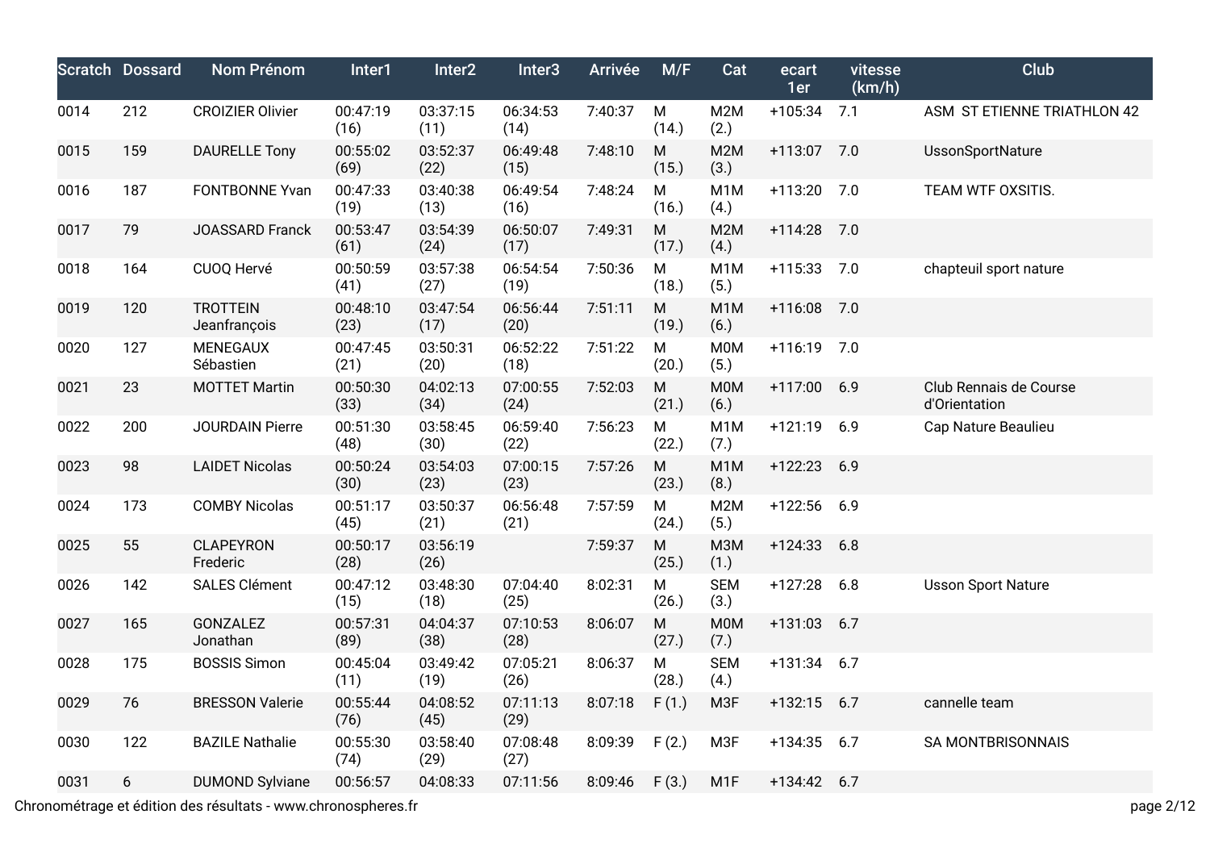| Scratch | Dossard | Nom Prénom | Inter1 | Inter2 | Inter3 | Arrivée | M/F | Cat | ecart 1er | vitesse (km/h) | Club |
|---|---|---|---|---|---|---|---|---|---|---|---|
| 0014 | 212 | CROIZIER Olivier | 00:47:19 (16) | 03:37:15 (11) | 06:34:53 (14) | 7:40:37 | M (14.) | M2M (2.) | +105:34 | 7.1 | ASM ST ETIENNE TRIATHLON 42 |
| 0015 | 159 | DAURELLE Tony | 00:55:02 (69) | 03:52:37 (22) | 06:49:48 (15) | 7:48:10 | M (15.) | M2M (3.) | +113:07 | 7.0 | UssonSportNature |
| 0016 | 187 | FONTBONNE Yvan | 00:47:33 (19) | 03:40:38 (13) | 06:49:54 (16) | 7:48:24 | M (16.) | M1M (4.) | +113:20 | 7.0 | TEAM WTF OXSITIS. |
| 0017 | 79 | JOASSARD Franck | 00:53:47 (61) | 03:54:39 (24) | 06:50:07 (17) | 7:49:31 | M (17.) | M2M (4.) | +114:28 | 7.0 | |
| 0018 | 164 | CUOQ Hervé | 00:50:59 (41) | 03:57:38 (27) | 06:54:54 (19) | 7:50:36 | M (18.) | M1M (5.) | +115:33 | 7.0 | chapteuil sport nature |
| 0019 | 120 | TROTTEIN Jeanfrançois | 00:48:10 (23) | 03:47:54 (17) | 06:56:44 (20) | 7:51:11 | M (19.) | M1M (6.) | +116:08 | 7.0 | |
| 0020 | 127 | MENEGAUX Sébastien | 00:47:45 (21) | 03:50:31 (20) | 06:52:22 (18) | 7:51:22 | M (20.) | M0M (5.) | +116:19 | 7.0 | |
| 0021 | 23 | MOTTET Martin | 00:50:30 (33) | 04:02:13 (34) | 07:00:55 (24) | 7:52:03 | M (21.) | M0M (6.) | +117:00 | 6.9 | Club Rennais de Course d'Orientation |
| 0022 | 200 | JOURDAIN Pierre | 00:51:30 (48) | 03:58:45 (30) | 06:59:40 (22) | 7:56:23 | M (22.) | M1M (7.) | +121:19 | 6.9 | Cap Nature Beaulieu |
| 0023 | 98 | LAIDET Nicolas | 00:50:24 (30) | 03:54:03 (23) | 07:00:15 (23) | 7:57:26 | M (23.) | M1M (8.) | +122:23 | 6.9 | |
| 0024 | 173 | COMBY Nicolas | 00:51:17 (45) | 03:50:37 (21) | 06:56:48 (21) | 7:57:59 | M (24.) | M2M (5.) | +122:56 | 6.9 | |
| 0025 | 55 | CLAPEYRON Frederic | 00:50:17 (28) | 03:56:19 (26) | | 7:59:37 | M (25.) | M3M (1.) | +124:33 | 6.8 | |
| 0026 | 142 | SALES Clément | 00:47:12 (15) | 03:48:30 (18) | 07:04:40 (25) | 8:02:31 | M (26.) | SEM (3.) | +127:28 | 6.8 | Usson Sport Nature |
| 0027 | 165 | GONZALEZ Jonathan | 00:57:31 (89) | 04:04:37 (38) | 07:10:53 (28) | 8:06:07 | M (27.) | M0M (7.) | +131:03 | 6.7 | |
| 0028 | 175 | BOSSIS Simon | 00:45:04 (11) | 03:49:42 (19) | 07:05:21 (26) | 8:06:37 | M (28.) | SEM (4.) | +131:34 | 6.7 | |
| 0029 | 76 | BRESSON Valerie | 00:55:44 (76) | 04:08:52 (45) | 07:11:13 (29) | 8:07:18 | F (1.) | M3F | +132:15 | 6.7 | cannelle team |
| 0030 | 122 | BAZILE Nathalie | 00:55:30 (74) | 03:58:40 (29) | 07:08:48 (27) | 8:09:39 | F (2.) | M3F | +134:35 | 6.7 | SA MONTBRISONNAIS |
| 0031 | 6 | DUMOND Sylviane | 00:56:57 | 04:08:33 | 07:11:56 | 8:09:46 | F (3.) | M1F | +134:42 | 6.7 | |

Chronométrage et édition des résultats - www.chronospheres.fr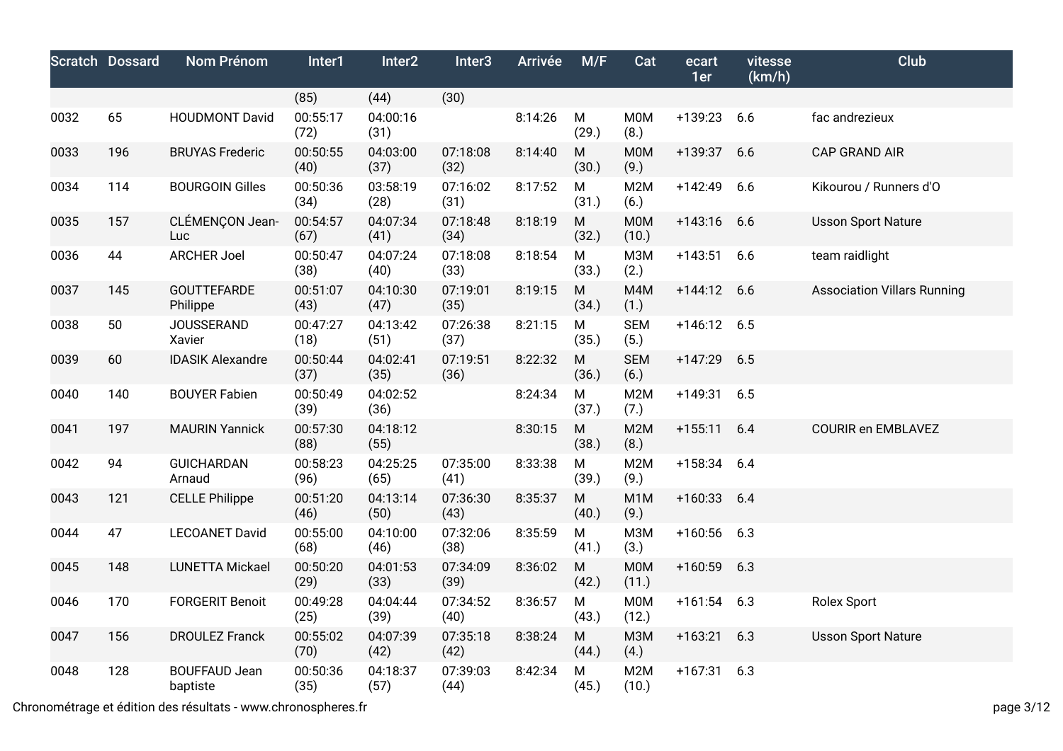| Scratch | Dossard | Nom Prénom | Inter1 | Inter2 | Inter3 | Arrivée | M/F | Cat | ecart 1er | vitesse (km/h) | Club |
|---|---|---|---|---|---|---|---|---|---|---|---|
| | | | (85) | (44) | (30) | | | | | | |
| 0032 | 65 | HOUDMONT David | 00:55:17 (72) | 04:00:16 (31) | | 8:14:26 | M (29.) | M0M (8.) | +139:23 | 6.6 | fac andrezieux |
| 0033 | 196 | BRUYAS Frederic | 00:50:55 (40) | 04:03:00 (37) | 07:18:08 (32) | 8:14:40 | M (30.) | M0M (9.) | +139:37 | 6.6 | CAP GRAND AIR |
| 0034 | 114 | BOURGOIN Gilles | 00:50:36 (34) | 03:58:19 (28) | 07:16:02 (31) | 8:17:52 | M (31.) | M2M (6.) | +142:49 | 6.6 | Kikourou / Runners d'O |
| 0035 | 157 | CLÉMENÇON Jean-Luc | 00:54:57 (67) | 04:07:34 (41) | 07:18:48 (34) | 8:18:19 | M (32.) | M0M (10.) | +143:16 | 6.6 | Usson Sport Nature |
| 0036 | 44 | ARCHER Joel | 00:50:47 (38) | 04:07:24 (40) | 07:18:08 (33) | 8:18:54 | M (33.) | M3M (2.) | +143:51 | 6.6 | team raidlight |
| 0037 | 145 | GOUTTEFARDE Philippe | 00:51:07 (43) | 04:10:30 (47) | 07:19:01 (35) | 8:19:15 | M (34.) | M4M (1.) | +144:12 | 6.6 | Association Villars Running |
| 0038 | 50 | JOUSSERAND Xavier | 00:47:27 (18) | 04:13:42 (51) | 07:26:38 (37) | 8:21:15 | M (35.) | SEM (5.) | +146:12 | 6.5 | |
| 0039 | 60 | IDASIK Alexandre | 00:50:44 (37) | 04:02:41 (35) | 07:19:51 (36) | 8:22:32 | M (36.) | SEM (6.) | +147:29 | 6.5 | |
| 0040 | 140 | BOUYER Fabien | 00:50:49 (39) | 04:02:52 (36) | | 8:24:34 | M (37.) | M2M (7.) | +149:31 | 6.5 | |
| 0041 | 197 | MAURIN Yannick | 00:57:30 (88) | 04:18:12 (55) | | 8:30:15 | M (38.) | M2M (8.) | +155:11 | 6.4 | COURIR en EMBLAVEZ |
| 0042 | 94 | GUICHARDAN Arnaud | 00:58:23 (96) | 04:25:25 (65) | 07:35:00 (41) | 8:33:38 | M (39.) | M2M (9.) | +158:34 | 6.4 | |
| 0043 | 121 | CELLE Philippe | 00:51:20 (46) | 04:13:14 (50) | 07:36:30 (43) | 8:35:37 | M (40.) | M1M (9.) | +160:33 | 6.4 | |
| 0044 | 47 | LECOANET David | 00:55:00 (68) | 04:10:00 (46) | 07:32:06 (38) | 8:35:59 | M (41.) | M3M (3.) | +160:56 | 6.3 | |
| 0045 | 148 | LUNETTA Mickael | 00:50:20 (29) | 04:01:53 (33) | 07:34:09 (39) | 8:36:02 | M (42.) | M0M (11.) | +160:59 | 6.3 | |
| 0046 | 170 | FORGERIT Benoit | 00:49:28 (25) | 04:04:44 (39) | 07:34:52 (40) | 8:36:57 | M (43.) | M0M (12.) | +161:54 | 6.3 | Rolex Sport |
| 0047 | 156 | DROULEZ Franck | 00:55:02 (70) | 04:07:39 (42) | 07:35:18 (42) | 8:38:24 | M (44.) | M3M (4.) | +163:21 | 6.3 | Usson Sport Nature |
| 0048 | 128 | BOUFFAUD Jean baptiste | 00:50:36 (35) | 04:18:37 (57) | 07:39:03 (44) | 8:42:34 | M (45.) | M2M (10.) | +167:31 | 6.3 | |

Chronométrage et édition des résultats - www.chronospheres.fr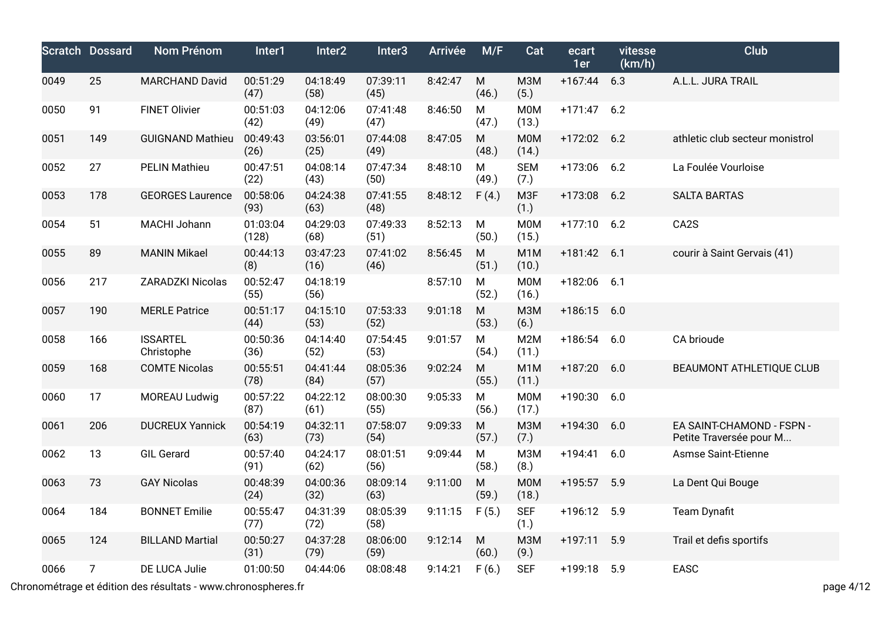| Scratch | Dossard | Nom Prénom | Inter1 | Inter2 | Inter3 | Arrivée | M/F | Cat | ecart 1er | vitesse (km/h) | Club |
|---|---|---|---|---|---|---|---|---|---|---|---|
| 0049 | 25 | MARCHAND David | 00:51:29 (47) | 04:18:49 (58) | 07:39:11 (45) | 8:42:47 | M (46.) | M3M (5.) | +167:44 | 6.3 | A.L.L. JURA TRAIL |
| 0050 | 91 | FINET Olivier | 00:51:03 (42) | 04:12:06 (49) | 07:41:48 (47) | 8:46:50 | M (47.) | M0M (13.) | +171:47 | 6.2 | |
| 0051 | 149 | GUIGNAND Mathieu | 00:49:43 (26) | 03:56:01 (25) | 07:44:08 (49) | 8:47:05 | M (48.) | M0M (14.) | +172:02 | 6.2 | athletic club secteur monistrol |
| 0052 | 27 | PELIN Mathieu | 00:47:51 (22) | 04:08:14 (43) | 07:47:34 (50) | 8:48:10 | M (49.) | SEM (7.) | +173:06 | 6.2 | La Foulée Vourloise |
| 0053 | 178 | GEORGES Laurence | 00:58:06 (93) | 04:24:38 (63) | 07:41:55 (48) | 8:48:12 | F (4.) | M3F (1.) | +173:08 | 6.2 | SALTA BARTAS |
| 0054 | 51 | MACHI Johann | 01:03:04 (128) | 04:29:03 (68) | 07:49:33 (51) | 8:52:13 | M (50.) | M0M (15.) | +177:10 | 6.2 | CA2S |
| 0055 | 89 | MANIN Mikael | 00:44:13 (8) | 03:47:23 (16) | 07:41:02 (46) | 8:56:45 | M (51.) | M1M (10.) | +181:42 | 6.1 | courir à Saint Gervais (41) |
| 0056 | 217 | ZARADZKI Nicolas | 00:52:47 (55) | 04:18:19 (56) | | 8:57:10 | M (52.) | M0M (16.) | +182:06 | 6.1 | |
| 0057 | 190 | MERLE Patrice | 00:51:17 (44) | 04:15:10 (53) | 07:53:33 (52) | 9:01:18 | M (53.) | M3M (6.) | +186:15 | 6.0 | |
| 0058 | 166 | ISSARTEL Christophe | 00:50:36 (36) | 04:14:40 (52) | 07:54:45 (53) | 9:01:57 | M (54.) | M2M (11.) | +186:54 | 6.0 | CA brioude |
| 0059 | 168 | COMTE Nicolas | 00:55:51 (78) | 04:41:44 (84) | 08:05:36 (57) | 9:02:24 | M (55.) | M1M (11.) | +187:20 | 6.0 | BEAUMONT ATHLETIQUE CLUB |
| 0060 | 17 | MOREAU Ludwig | 00:57:22 (87) | 04:22:12 (61) | 08:00:30 (55) | 9:05:33 | M (56.) | M0M (17.) | +190:30 | 6.0 | |
| 0061 | 206 | DUCREUX Yannick | 00:54:19 (63) | 04:32:11 (73) | 07:58:07 (54) | 9:09:33 | M (57.) | M3M (7.) | +194:30 | 6.0 | EA SAINT-CHAMOND - FSPN - Petite Traversée pour M... |
| 0062 | 13 | GIL Gerard | 00:57:40 (91) | 04:24:17 (62) | 08:01:51 (56) | 9:09:44 | M (58.) | M3M (8.) | +194:41 | 6.0 | Asmse Saint-Etienne |
| 0063 | 73 | GAY Nicolas | 00:48:39 (24) | 04:00:36 (32) | 08:09:14 (63) | 9:11:00 | M (59.) | M0M (18.) | +195:57 | 5.9 | La Dent Qui Bouge |
| 0064 | 184 | BONNET Emilie | 00:55:47 (77) | 04:31:39 (72) | 08:05:39 (58) | 9:11:15 | F (5.) | SEF (1.) | +196:12 | 5.9 | Team Dynafit |
| 0065 | 124 | BILLAND Martial | 00:50:27 (31) | 04:37:28 (79) | 08:06:00 (59) | 9:12:14 | M (60.) | M3M (9.) | +197:11 | 5.9 | Trail et defis sportifs |
| 0066 | 7 | DE LUCA Julie | 01:00:50 | 04:44:06 | 08:08:48 | 9:14:21 | F (6.) | SEF | +199:18 | 5.9 | EASC |

Chronométrage et édition des résultats - www.chronospheres.fr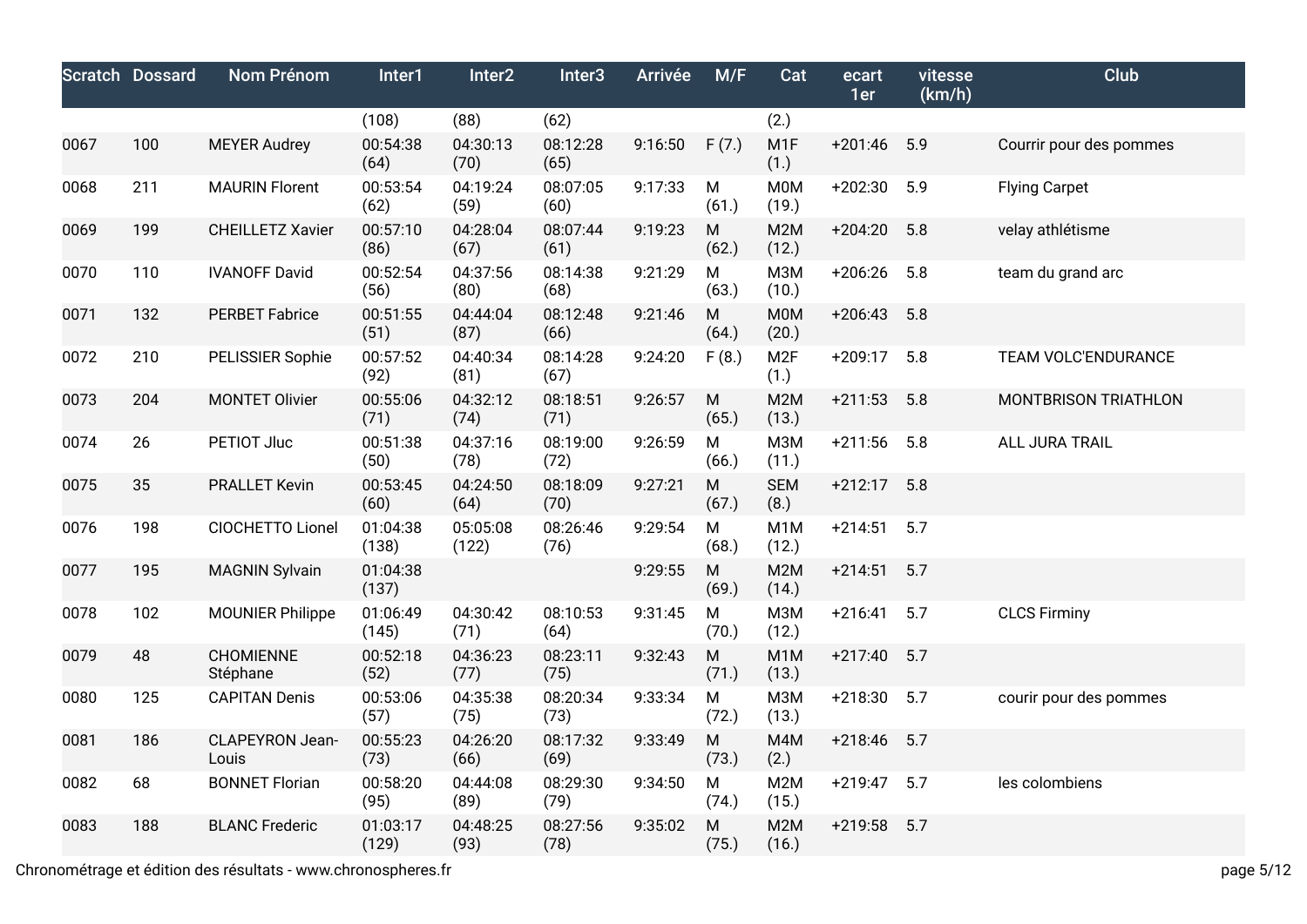| Scratch | Dossard | Nom Prénom | Inter1 | Inter2 | Inter3 | Arrivée | M/F | Cat | ecart 1er | vitesse (km/h) | Club |
|---|---|---|---|---|---|---|---|---|---|---|---|
| | | | (108) | (88) | (62) | | | (2.) | | | |
| 0067 | 100 | MEYER Audrey | 00:54:38 (64) | 04:30:13 (70) | 08:12:28 (65) | 9:16:50 | F (7.) | M1F (1.) | +201:46 | 5.9 | Courrir pour des pommes |
| 0068 | 211 | MAURIN Florent | 00:53:54 (62) | 04:19:24 (59) | 08:07:05 (60) | 9:17:33 | M (61.) | M0M (19.) | +202:30 | 5.9 | Flying Carpet |
| 0069 | 199 | CHEILLETZ Xavier | 00:57:10 (86) | 04:28:04 (67) | 08:07:44 (61) | 9:19:23 | M (62.) | M2M (12.) | +204:20 | 5.8 | velay athlétisme |
| 0070 | 110 | IVANOFF David | 00:52:54 (56) | 04:37:56 (80) | 08:14:38 (68) | 9:21:29 | M (63.) | M3M (10.) | +206:26 | 5.8 | team du grand arc |
| 0071 | 132 | PERBET Fabrice | 00:51:55 (51) | 04:44:04 (87) | 08:12:48 (66) | 9:21:46 | M (64.) | M0M (20.) | +206:43 | 5.8 | |
| 0072 | 210 | PELISSIER Sophie | 00:57:52 (92) | 04:40:34 (81) | 08:14:28 (67) | 9:24:20 | F (8.) | M2F (1.) | +209:17 | 5.8 | TEAM VOLC'ENDURANCE |
| 0073 | 204 | MONTET Olivier | 00:55:06 (71) | 04:32:12 (74) | 08:18:51 (71) | 9:26:57 | M (65.) | M2M (13.) | +211:53 | 5.8 | MONTBRISON TRIATHLON |
| 0074 | 26 | PETIOT Jluc | 00:51:38 (50) | 04:37:16 (78) | 08:19:00 (72) | 9:26:59 | M (66.) | M3M (11.) | +211:56 | 5.8 | ALL JURA TRAIL |
| 0075 | 35 | PRALLET Kevin | 00:53:45 (60) | 04:24:50 (64) | 08:18:09 (70) | 9:27:21 | M (67.) | SEM (8.) | +212:17 | 5.8 | |
| 0076 | 198 | CIOCHETTO Lionel | 01:04:38 (138) | 05:05:08 (122) | 08:26:46 (76) | 9:29:54 | M (68.) | M1M (12.) | +214:51 | 5.7 | |
| 0077 | 195 | MAGNIN Sylvain | 01:04:38 (137) | | | 9:29:55 | M (69.) | M2M (14.) | +214:51 | 5.7 | |
| 0078 | 102 | MOUNIER Philippe | 01:06:49 (145) | 04:30:42 (71) | 08:10:53 (64) | 9:31:45 | M (70.) | M3M (12.) | +216:41 | 5.7 | CLCS Firminy |
| 0079 | 48 | CHOMIENNE Stéphane | 00:52:18 (52) | 04:36:23 (77) | 08:23:11 (75) | 9:32:43 | M (71.) | M1M (13.) | +217:40 | 5.7 | |
| 0080 | 125 | CAPITAN Denis | 00:53:06 (57) | 04:35:38 (75) | 08:20:34 (73) | 9:33:34 | M (72.) | M3M (13.) | +218:30 | 5.7 | courir pour des pommes |
| 0081 | 186 | CLAPEYRON Jean-Louis | 00:55:23 (73) | 04:26:20 (66) | 08:17:32 (69) | 9:33:49 | M (73.) | M4M (2.) | +218:46 | 5.7 | |
| 0082 | 68 | BONNET Florian | 00:58:20 (95) | 04:44:08 (89) | 08:29:30 (79) | 9:34:50 | M (74.) | M2M (15.) | +219:47 | 5.7 | les colombiens |
| 0083 | 188 | BLANC Frederic | 01:03:17 (129) | 04:48:25 (93) | 08:27:56 (78) | 9:35:02 | M (75.) | M2M (16.) | +219:58 | 5.7 | |

Chronométrage et édition des résultats - www.chronospheres.fr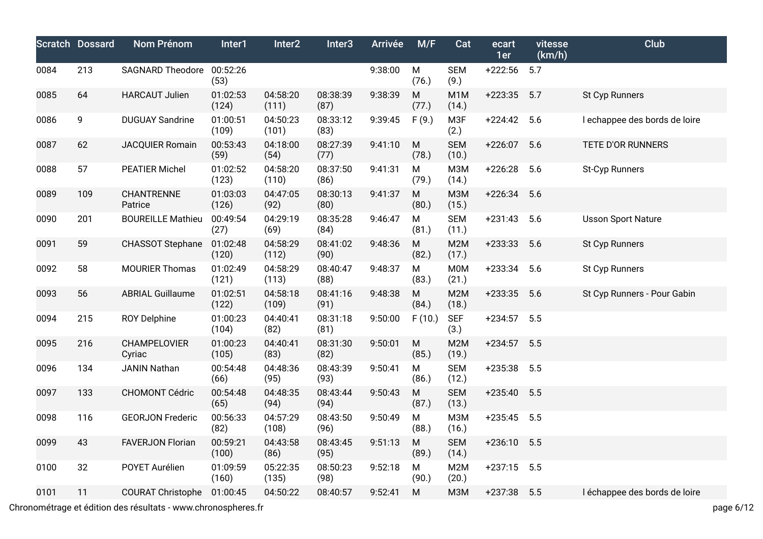| Scratch | Dossard | Nom Prénom | Inter1 | Inter2 | Inter3 | Arrivée | M/F | Cat | ecart 1er | vitesse (km/h) | Club |
|---|---|---|---|---|---|---|---|---|---|---|---|
| 0084 | 213 | SAGNARD Theodore | 00:52:26 (53) | | | 9:38:00 | M (76.) | SEM (9.) | +222:56 | 5.7 | |
| 0085 | 64 | HARCAUT Julien | 01:02:53 (124) | 04:58:20 (111) | 08:38:39 (87) | 9:38:39 | M (77.) | M1M (14.) | +223:35 | 5.7 | St Cyp Runners |
| 0086 | 9 | DUGUAY Sandrine | 01:00:51 (109) | 04:50:23 (101) | 08:33:12 (83) | 9:39:45 | F (9.) | M3F (2.) | +224:42 | 5.6 | l echappee des bords de loire |
| 0087 | 62 | JACQUIER Romain | 00:53:43 (59) | 04:18:00 (54) | 08:27:39 (77) | 9:41:10 | M (78.) | SEM (10.) | +226:07 | 5.6 | TETE D'OR RUNNERS |
| 0088 | 57 | PEATIER Michel | 01:02:52 (123) | 04:58:20 (110) | 08:37:50 (86) | 9:41:31 | M (79.) | M3M (14.) | +226:28 | 5.6 | St-Cyp Runners |
| 0089 | 109 | CHANTRENNE Patrice | 01:03:03 (126) | 04:47:05 (92) | 08:30:13 (80) | 9:41:37 | M (80.) | M3M (15.) | +226:34 | 5.6 | |
| 0090 | 201 | BOUREILLE Mathieu | 00:49:54 (27) | 04:29:19 (69) | 08:35:28 (84) | 9:46:47 | M (81.) | SEM (11.) | +231:43 | 5.6 | Usson Sport Nature |
| 0091 | 59 | CHASSOT Stephane | 01:02:48 (120) | 04:58:29 (112) | 08:41:02 (90) | 9:48:36 | M (82.) | M2M (17.) | +233:33 | 5.6 | St Cyp Runners |
| 0092 | 58 | MOURIER Thomas | 01:02:49 (121) | 04:58:29 (113) | 08:40:47 (88) | 9:48:37 | M (83.) | M0M (21.) | +233:34 | 5.6 | St Cyp Runners |
| 0093 | 56 | ABRIAL Guillaume | 01:02:51 (122) | 04:58:18 (109) | 08:41:16 (91) | 9:48:38 | M (84.) | M2M (18.) | +233:35 | 5.6 | St Cyp Runners - Pour Gabin |
| 0094 | 215 | ROY Delphine | 01:00:23 (104) | 04:40:41 (82) | 08:31:18 (81) | 9:50:00 | F (10.) | SEF (3.) | +234:57 | 5.5 | |
| 0095 | 216 | CHAMPELOVIER Cyriac | 01:00:23 (105) | 04:40:41 (83) | 08:31:30 (82) | 9:50:01 | M (85.) | M2M (19.) | +234:57 | 5.5 | |
| 0096 | 134 | JANIN Nathan | 00:54:48 (66) | 04:48:36 (95) | 08:43:39 (93) | 9:50:41 | M (86.) | SEM (12.) | +235:38 | 5.5 | |
| 0097 | 133 | CHOMONT Cédric | 00:54:48 (65) | 04:48:35 (94) | 08:43:44 (94) | 9:50:43 | M (87.) | SEM (13.) | +235:40 | 5.5 | |
| 0098 | 116 | GEORJON Frederic | 00:56:33 (82) | 04:57:29 (108) | 08:43:50 (96) | 9:50:49 | M (88.) | M3M (16.) | +235:45 | 5.5 | |
| 0099 | 43 | FAVERJON Florian | 00:59:21 (100) | 04:43:58 (86) | 08:43:45 (95) | 9:51:13 | M (89.) | SEM (14.) | +236:10 | 5.5 | |
| 0100 | 32 | POYET Aurélien | 01:09:59 (160) | 05:22:35 (135) | 08:50:23 (98) | 9:52:18 | M (90.) | M2M (20.) | +237:15 | 5.5 | |
| 0101 | 11 | COURAT Christophe | 01:00:45 | 04:50:22 | 08:40:57 | 9:52:41 | M | M3M | +237:38 | 5.5 | l échappee des bords de loire |

Chronométrage et édition des résultats - www.chronospheres.fr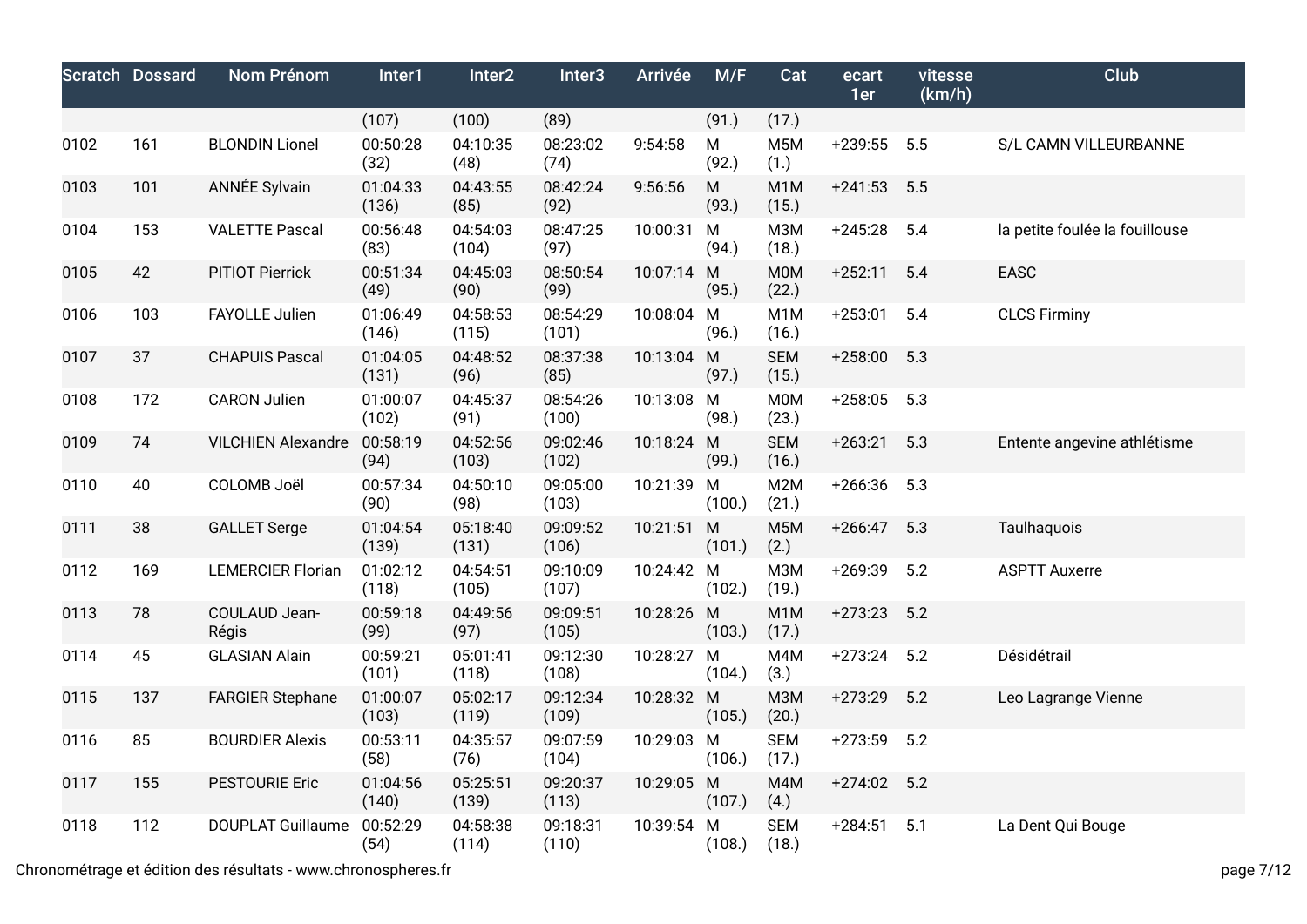| Scratch | Dossard | Nom Prénom | Inter1 | Inter2 | Inter3 | Arrivée | M/F | Cat | ecart 1er | vitesse (km/h) | Club |
|---|---|---|---|---|---|---|---|---|---|---|---|
| | | | (107) | (100) | (89) | | (91.) | (17.) | | | |
| 0102 | 161 | BLONDIN Lionel | 00:50:28 (32) | 04:10:35 (48) | 08:23:02 (74) | 9:54:58 | M (92.) | M5M (1.) | +239:55 | 5.5 | S/L CAMN VILLEURBANNE |
| 0103 | 101 | ANNÉE Sylvain | 01:04:33 (136) | 04:43:55 (85) | 08:42:24 (92) | 9:56:56 | M (93.) | M1M (15.) | +241:53 | 5.5 | |
| 0104 | 153 | VALETTE Pascal | 00:56:48 (83) | 04:54:03 (104) | 08:47:25 (97) | 10:00:31 | M (94.) | M3M (18.) | +245:28 | 5.4 | la petite foulée la fouillouse |
| 0105 | 42 | PITIOT Pierrick | 00:51:34 (49) | 04:45:03 (90) | 08:50:54 (99) | 10:07:14 | M (95.) | M0M (22.) | +252:11 | 5.4 | EASC |
| 0106 | 103 | FAYOLLE Julien | 01:06:49 (146) | 04:58:53 (115) | 08:54:29 (101) | 10:08:04 | M (96.) | M1M (16.) | +253:01 | 5.4 | CLCS Firminy |
| 0107 | 37 | CHAPUIS Pascal | 01:04:05 (131) | 04:48:52 (96) | 08:37:38 (85) | 10:13:04 | M (97.) | SEM (15.) | +258:00 | 5.3 | |
| 0108 | 172 | CARON Julien | 01:00:07 (102) | 04:45:37 (91) | 08:54:26 (100) | 10:13:08 | M (98.) | M0M (23.) | +258:05 | 5.3 | |
| 0109 | 74 | VILCHIEN Alexandre | 00:58:19 (94) | 04:52:56 (103) | 09:02:46 (102) | 10:18:24 | M (99.) | SEM (16.) | +263:21 | 5.3 | Entente angevine athlétisme |
| 0110 | 40 | COLOMB Joël | 00:57:34 (90) | 04:50:10 (98) | 09:05:00 (103) | 10:21:39 | M (100.) | M2M (21.) | +266:36 | 5.3 | |
| 0111 | 38 | GALLET Serge | 01:04:54 (139) | 05:18:40 (131) | 09:09:52 (106) | 10:21:51 | M (101.) | M5M (2.) | +266:47 | 5.3 | Taulhaquois |
| 0112 | 169 | LEMERCIER Florian | 01:02:12 (118) | 04:54:51 (105) | 09:10:09 (107) | 10:24:42 | M (102.) | M3M (19.) | +269:39 | 5.2 | ASPTT Auxerre |
| 0113 | 78 | COULAUD Jean-Régis | 00:59:18 (99) | 04:49:56 (97) | 09:09:51 (105) | 10:28:26 | M (103.) | M1M (17.) | +273:23 | 5.2 | |
| 0114 | 45 | GLASIAN Alain | 00:59:21 (101) | 05:01:41 (118) | 09:12:30 (108) | 10:28:27 | M (104.) | M4M (3.) | +273:24 | 5.2 | Désidétrail |
| 0115 | 137 | FARGIER Stephane | 01:00:07 (103) | 05:02:17 (119) | 09:12:34 (109) | 10:28:32 | M (105.) | M3M (20.) | +273:29 | 5.2 | Leo Lagrange Vienne |
| 0116 | 85 | BOURDIER Alexis | 00:53:11 (58) | 04:35:57 (76) | 09:07:59 (104) | 10:29:03 | M (106.) | SEM (17.) | +273:59 | 5.2 | |
| 0117 | 155 | PESTOURIE Eric | 01:04:56 (140) | 05:25:51 (139) | 09:20:37 (113) | 10:29:05 | M (107.) | M4M (4.) | +274:02 | 5.2 | |
| 0118 | 112 | DOUPLAT Guillaume | 00:52:29 (54) | 04:58:38 (114) | 09:18:31 (110) | 10:39:54 | M (108.) | SEM (18.) | +284:51 | 5.1 | La Dent Qui Bouge |

Chronométrage et édition des résultats - www.chronospheres.fr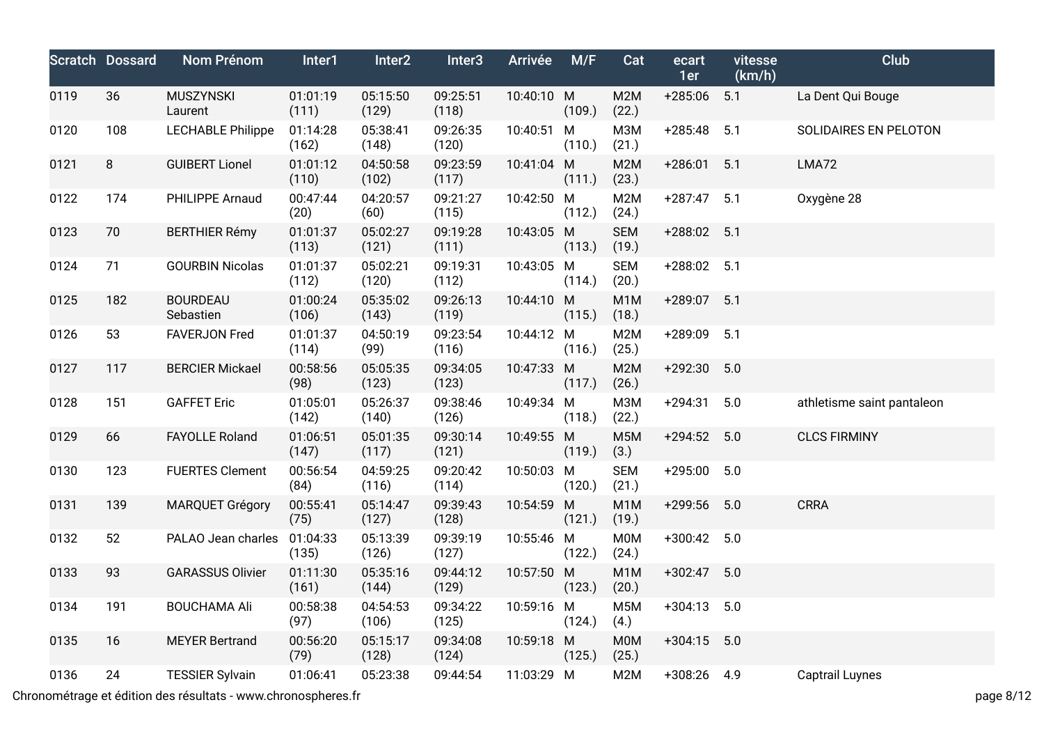| Scratch | Dossard | Nom Prénom | Inter1 | Inter2 | Inter3 | Arrivée | M/F | Cat | ecart 1er | vitesse (km/h) | Club |
|---|---|---|---|---|---|---|---|---|---|---|---|
| 0119 | 36 | MUSZYNSKI Laurent | 01:01:19 (111) | 05:15:50 (129) | 09:25:51 (118) | 10:40:10 | M (109.) | M2M (22.) | +285:06 | 5.1 | La Dent Qui Bouge |
| 0120 | 108 | LECHABLE Philippe | 01:14:28 (162) | 05:38:41 (148) | 09:26:35 (120) | 10:40:51 | M (110.) | M3M (21.) | +285:48 | 5.1 | SOLIDAIRES EN PELOTON |
| 0121 | 8 | GUIBERT Lionel | 01:01:12 (110) | 04:50:58 (102) | 09:23:59 (117) | 10:41:04 | M (111.) | M2M (23.) | +286:01 | 5.1 | LMA72 |
| 0122 | 174 | PHILIPPE Arnaud | 00:47:44 (20) | 04:20:57 (60) | 09:21:27 (115) | 10:42:50 | M (112.) | M2M (24.) | +287:47 | 5.1 | Oxygène 28 |
| 0123 | 70 | BERTHIER Rémy | 01:01:37 (113) | 05:02:27 (121) | 09:19:28 (111) | 10:43:05 | M (113.) | SEM (19.) | +288:02 | 5.1 | |
| 0124 | 71 | GOURBIN Nicolas | 01:01:37 (112) | 05:02:21 (120) | 09:19:31 (112) | 10:43:05 | M (114.) | SEM (20.) | +288:02 | 5.1 | |
| 0125 | 182 | BOURDEAU Sebastien | 01:00:24 (106) | 05:35:02 (143) | 09:26:13 (119) | 10:44:10 | M (115.) | M1M (18.) | +289:07 | 5.1 | |
| 0126 | 53 | FAVERJON Fred | 01:01:37 (114) | 04:50:19 (99) | 09:23:54 (116) | 10:44:12 | M (116.) | M2M (25.) | +289:09 | 5.1 | |
| 0127 | 117 | BERCIER Mickael | 00:58:56 (98) | 05:05:35 (123) | 09:34:05 (123) | 10:47:33 | M (117.) | M2M (26.) | +292:30 | 5.0 | |
| 0128 | 151 | GAFFET Eric | 01:05:01 (142) | 05:26:37 (140) | 09:38:46 (126) | 10:49:34 | M (118.) | M3M (22.) | +294:31 | 5.0 | athletisme saint pantaleon |
| 0129 | 66 | FAYOLLE Roland | 01:06:51 (147) | 05:01:35 (117) | 09:30:14 (121) | 10:49:55 | M (119.) | M5M (3.) | +294:52 | 5.0 | CLCS FIRMINY |
| 0130 | 123 | FUERTES Clement | 00:56:54 (84) | 04:59:25 (116) | 09:20:42 (114) | 10:50:03 | M (120.) | SEM (21.) | +295:00 | 5.0 | |
| 0131 | 139 | MARQUET Grégory | 00:55:41 (75) | 05:14:47 (127) | 09:39:43 (128) | 10:54:59 | M (121.) | M1M (19.) | +299:56 | 5.0 | CRRA |
| 0132 | 52 | PALAO Jean charles | 01:04:33 (135) | 05:13:39 (126) | 09:39:19 (127) | 10:55:46 | M (122.) | M0M (24.) | +300:42 | 5.0 | |
| 0133 | 93 | GARASSUS Olivier | 01:11:30 (161) | 05:35:16 (144) | 09:44:12 (129) | 10:57:50 | M (123.) | M1M (20.) | +302:47 | 5.0 | |
| 0134 | 191 | BOUCHAMA Ali | 00:58:38 (97) | 04:54:53 (106) | 09:34:22 (125) | 10:59:16 | M (124.) | M5M (4.) | +304:13 | 5.0 | |
| 0135 | 16 | MEYER Bertrand | 00:56:20 (79) | 05:15:17 (128) | 09:34:08 (124) | 10:59:18 | M (125.) | M0M (25.) | +304:15 | 5.0 | |
| 0136 | 24 | TESSIER Sylvain | 01:06:41 | 05:23:38 | 09:44:54 | 11:03:29 | M | M2M | +308:26 | 4.9 | Captrail Luynes |

Chronométrage et édition des résultats - www.chronospheres.fr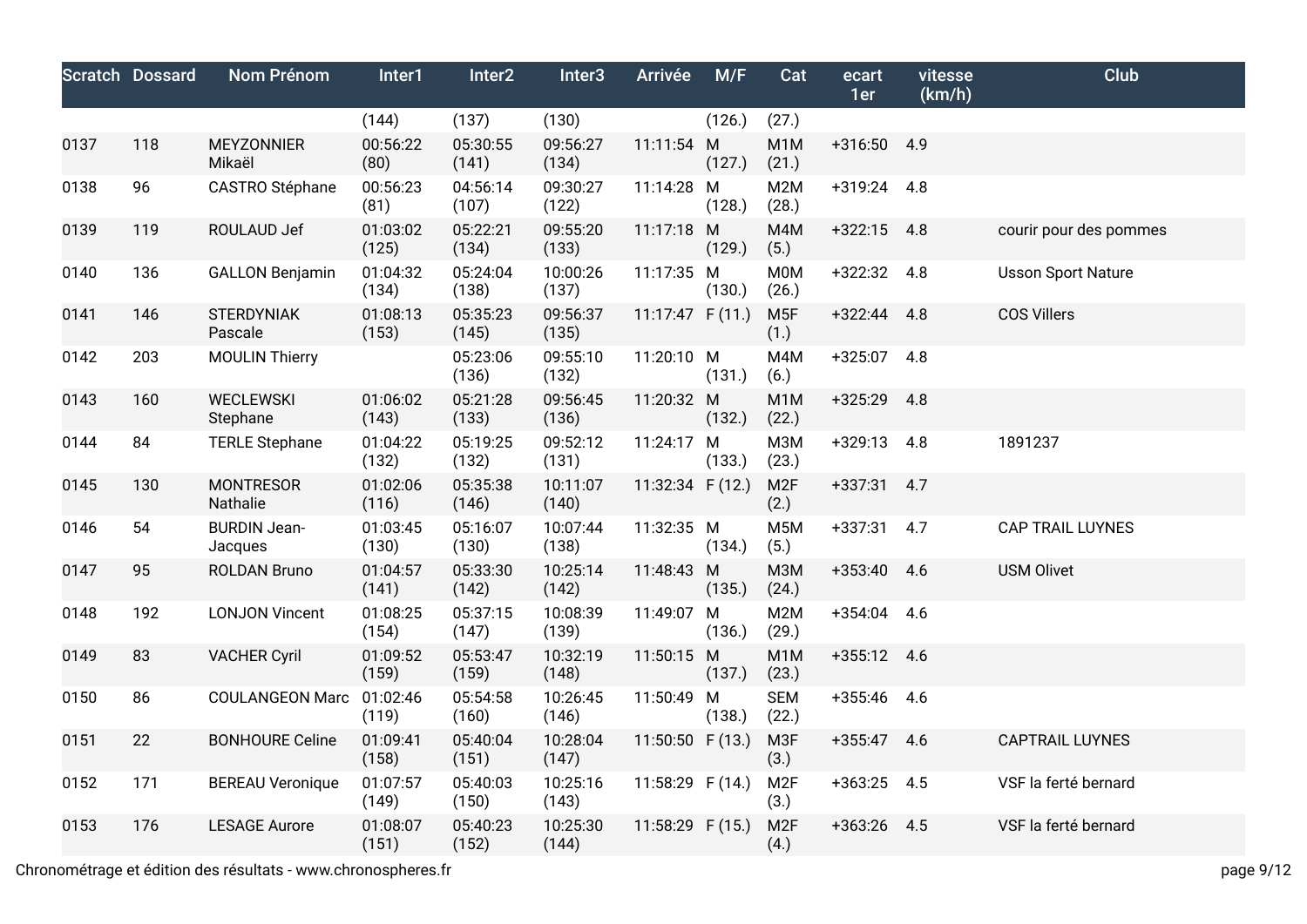| Scratch | Dossard | Nom Prénom | Inter1 | Inter2 | Inter3 | Arrivée | M/F | Cat | ecart 1er | vitesse (km/h) | Club |
|---|---|---|---|---|---|---|---|---|---|---|---|
| | | | (144) | (137) | (130) | | (126.) | (27.) | | | |
| 0137 | 118 | MEYZONNIER Mikaël | 00:56:22 (80) | 05:30:55 (141) | 09:56:27 (134) | 11:11:54 | M (127.) | M1M (21.) | +316:50 | 4.9 | |
| 0138 | 96 | CASTRO Stéphane | 00:56:23 (81) | 04:56:14 (107) | 09:30:27 (122) | 11:14:28 | M (128.) | M2M (28.) | +319:24 | 4.8 | |
| 0139 | 119 | ROULAUD Jef | 01:03:02 (125) | 05:22:21 (134) | 09:55:20 (133) | 11:17:18 | M (129.) | M4M (5.) | +322:15 | 4.8 | courir pour des pommes |
| 0140 | 136 | GALLON Benjamin | 01:04:32 (134) | 05:24:04 (138) | 10:00:26 (137) | 11:17:35 | M (130.) | M0M (26.) | +322:32 | 4.8 | Usson Sport Nature |
| 0141 | 146 | STERDYNIAK Pascale | 01:08:13 (153) | 05:35:23 (145) | 09:56:37 (135) | 11:17:47 | F (11.) | M5F (1.) | +322:44 | 4.8 | COS Villers |
| 0142 | 203 | MOULIN Thierry | | 05:23:06 (136) | 09:55:10 (132) | 11:20:10 | M (131.) | M4M (6.) | +325:07 | 4.8 | |
| 0143 | 160 | WECLEWSKI Stephane | 01:06:02 (143) | 05:21:28 (133) | 09:56:45 (136) | 11:20:32 | M (132.) | M1M (22.) | +325:29 | 4.8 | |
| 0144 | 84 | TERLE Stephane | 01:04:22 (132) | 05:19:25 (132) | 09:52:12 (131) | 11:24:17 | M (133.) | M3M (23.) | +329:13 | 4.8 | 1891237 |
| 0145 | 130 | MONTRESOR Nathalie | 01:02:06 (116) | 05:35:38 (146) | 10:11:07 (140) | 11:32:34 | F (12.) | M2F (2.) | +337:31 | 4.7 | |
| 0146 | 54 | BURDIN Jean-Jacques | 01:03:45 (130) | 05:16:07 (130) | 10:07:44 (138) | 11:32:35 | M (134.) | M5M (5.) | +337:31 | 4.7 | CAP TRAIL LUYNES |
| 0147 | 95 | ROLDAN Bruno | 01:04:57 (141) | 05:33:30 (142) | 10:25:14 (142) | 11:48:43 | M (135.) | M3M (24.) | +353:40 | 4.6 | USM Olivet |
| 0148 | 192 | LONJON Vincent | 01:08:25 (154) | 05:37:15 (147) | 10:08:39 (139) | 11:49:07 | M (136.) | M2M (29.) | +354:04 | 4.6 | |
| 0149 | 83 | VACHER Cyril | 01:09:52 (159) | 05:53:47 (159) | 10:32:19 (148) | 11:50:15 | M (137.) | M1M (23.) | +355:12 | 4.6 | |
| 0150 | 86 | COULANGEON Marc | 01:02:46 (119) | 05:54:58 (160) | 10:26:45 (146) | 11:50:49 | M (138.) | SEM (22.) | +355:46 | 4.6 | |
| 0151 | 22 | BONHOURE Celine | 01:09:41 (158) | 05:40:04 (151) | 10:28:04 (147) | 11:50:50 | F (13.) | M3F (3.) | +355:47 | 4.6 | CAPTRAIL LUYNES |
| 0152 | 171 | BEREAU Veronique | 01:07:57 (149) | 05:40:03 (150) | 10:25:16 (143) | 11:58:29 | F (14.) | M2F (3.) | +363:25 | 4.5 | VSF la ferté bernard |
| 0153 | 176 | LESAGE Aurore | 01:08:07 (151) | 05:40:23 (152) | 10:25:30 (144) | 11:58:29 | F (15.) | M2F (4.) | +363:26 | 4.5 | VSF la ferté bernard |

Chronométrage et édition des résultats - www.chronospheres.fr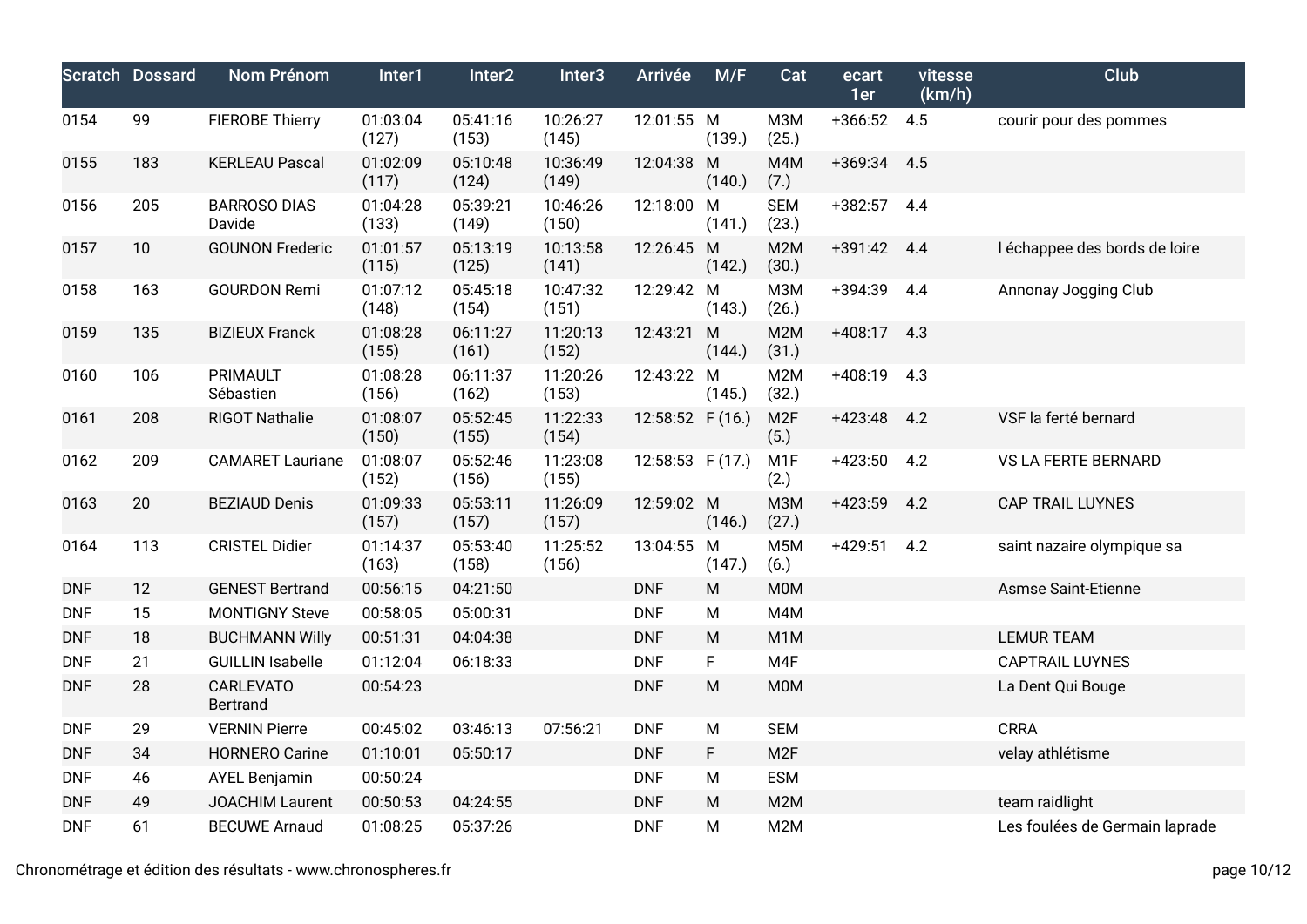| Scratch | Dossard | Nom Prénom | Inter1 | Inter2 | Inter3 | Arrivée | M/F | Cat | ecart 1er | vitesse (km/h) | Club |
|---|---|---|---|---|---|---|---|---|---|---|---|
| 0154 | 99 | FIEROBE Thierry | 01:03:04 (127) | 05:41:16 (153) | 10:26:27 (145) | 12:01:55 | M (139.) | M3M (25.) | +366:52 | 4.5 | courir pour des pommes |
| 0155 | 183 | KERLEAU Pascal | 01:02:09 (117) | 05:10:48 (124) | 10:36:49 (149) | 12:04:38 | M (140.) | M4M (7.) | +369:34 | 4.5 | |
| 0156 | 205 | BARROSO DIAS Davide | 01:04:28 (133) | 05:39:21 (149) | 10:46:26 (150) | 12:18:00 | M (141.) | SEM (23.) | +382:57 | 4.4 | |
| 0157 | 10 | GOUNON Frederic | 01:01:57 (115) | 05:13:19 (125) | 10:13:58 (141) | 12:26:45 | M (142.) | M2M (30.) | +391:42 | 4.4 | l échappee des bords de loire |
| 0158 | 163 | GOURDON Remi | 01:07:12 (148) | 05:45:18 (154) | 10:47:32 (151) | 12:29:42 | M (143.) | M3M (26.) | +394:39 | 4.4 | Annonay Jogging Club |
| 0159 | 135 | BIZIEUX Franck | 01:08:28 (155) | 06:11:27 (161) | 11:20:13 (152) | 12:43:21 | M (144.) | M2M (31.) | +408:17 | 4.3 | |
| 0160 | 106 | PRIMAULT Sébastien | 01:08:28 (156) | 06:11:37 (162) | 11:20:26 (153) | 12:43:22 | M (145.) | M2M (32.) | +408:19 | 4.3 | |
| 0161 | 208 | RIGOT Nathalie | 01:08:07 (150) | 05:52:45 (155) | 11:22:33 (154) | 12:58:52 | F (16.) | M2F (5.) | +423:48 | 4.2 | VSF la ferté bernard |
| 0162 | 209 | CAMARET Lauriane | 01:08:07 (152) | 05:52:46 (156) | 11:23:08 (155) | 12:58:53 | F (17.) | M1F (2.) | +423:50 | 4.2 | VS LA FERTE BERNARD |
| 0163 | 20 | BEZIAUD Denis | 01:09:33 (157) | 05:53:11 (157) | 11:26:09 (157) | 12:59:02 | M (146.) | M3M (27.) | +423:59 | 4.2 | CAP TRAIL LUYNES |
| 0164 | 113 | CRISTEL Didier | 01:14:37 (163) | 05:53:40 (158) | 11:25:52 (156) | 13:04:55 | M (147.) | M5M (6.) | +429:51 | 4.2 | saint nazaire olympique sa |
| DNF | 12 | GENEST Bertrand | 00:56:15 | 04:21:50 | | DNF | M | M0M | | | Asmse Saint-Etienne |
| DNF | 15 | MONTIGNY Steve | 00:58:05 | 05:00:31 | | DNF | M | M4M | | | |
| DNF | 18 | BUCHMANN Willy | 00:51:31 | 04:04:38 | | DNF | M | M1M | | | LEMUR TEAM |
| DNF | 21 | GUILLIN Isabelle | 01:12:04 | 06:18:33 | | DNF | F | M4F | | | CAPTRAIL LUYNES |
| DNF | 28 | CARLEVATO Bertrand | 00:54:23 | | | DNF | M | M0M | | | La Dent Qui Bouge |
| DNF | 29 | VERNIN Pierre | 00:45:02 | 03:46:13 | 07:56:21 | DNF | M | SEM | | | CRRA |
| DNF | 34 | HORNERO Carine | 01:10:01 | 05:50:17 | | DNF | F | M2F | | | velay athlétisme |
| DNF | 46 | AYEL Benjamin | 00:50:24 | | | DNF | M | ESM | | | |
| DNF | 49 | JOACHIM Laurent | 00:50:53 | 04:24:55 | | DNF | M | M2M | | | team raidlight |
| DNF | 61 | BECUWE Arnaud | 01:08:25 | 05:37:26 | | DNF | M | M2M | | | Les foulées de Germain laprade |

Chronométrage et édition des résultats - www.chronospheres.fr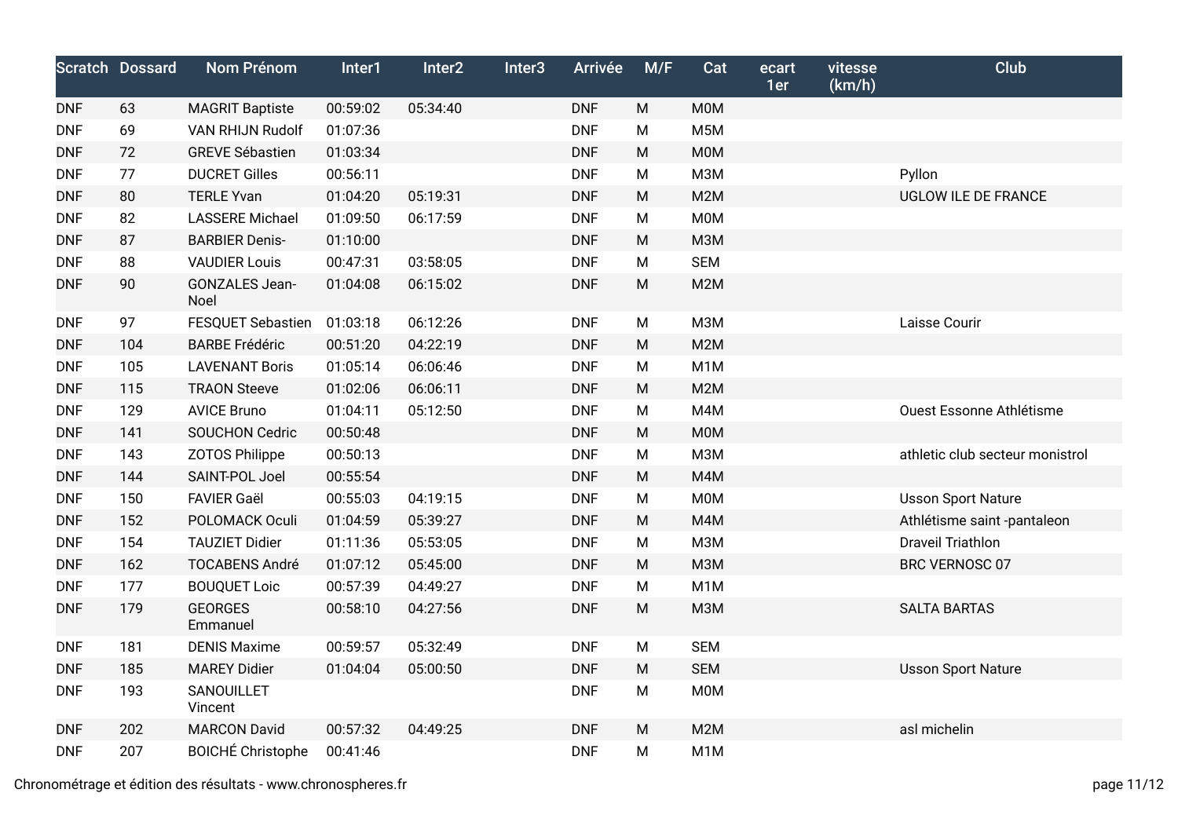| Scratch | Dossard | Nom Prénom | Inter1 | Inter2 | Inter3 | Arrivée | M/F | Cat | ecart 1er | vitesse (km/h) | Club |
|---|---|---|---|---|---|---|---|---|---|---|---|
| DNF | 63 | MAGRIT Baptiste | 00:59:02 | 05:34:40 | | DNF | M | M0M | | | |
| DNF | 69 | VAN RHIJN Rudolf | 01:07:36 | | | DNF | M | M5M | | | |
| DNF | 72 | GREVE Sébastien | 01:03:34 | | | DNF | M | M0M | | | |
| DNF | 77 | DUCRET Gilles | 00:56:11 | | | DNF | M | M3M | | | Pyllon |
| DNF | 80 | TERLE Yvan | 01:04:20 | 05:19:31 | | DNF | M | M2M | | | UGLOW ILE DE FRANCE |
| DNF | 82 | LASSERE Michael | 01:09:50 | 06:17:59 | | DNF | M | M0M | | | |
| DNF | 87 | BARBIER Denis- | 01:10:00 | | | DNF | M | M3M | | | |
| DNF | 88 | VAUDIER Louis | 00:47:31 | 03:58:05 | | DNF | M | SEM | | | |
| DNF | 90 | GONZALES Jean-Noel | 01:04:08 | 06:15:02 | | DNF | M | M2M | | | |
| DNF | 97 | FESQUET Sebastien | 01:03:18 | 06:12:26 | | DNF | M | M3M | | | Laisse Courir |
| DNF | 104 | BARBE Frédéric | 00:51:20 | 04:22:19 | | DNF | M | M2M | | | |
| DNF | 105 | LAVENANT Boris | 01:05:14 | 06:06:46 | | DNF | M | M1M | | | |
| DNF | 115 | TRAON Steeve | 01:02:06 | 06:06:11 | | DNF | M | M2M | | | |
| DNF | 129 | AVICE Bruno | 01:04:11 | 05:12:50 | | DNF | M | M4M | | | Ouest Essonne Athlétisme |
| DNF | 141 | SOUCHON Cedric | 00:50:48 | | | DNF | M | M0M | | | |
| DNF | 143 | ZOTOS Philippe | 00:50:13 | | | DNF | M | M3M | | | athletic club secteur monistrol |
| DNF | 144 | SAINT-POL Joel | 00:55:54 | | | DNF | M | M4M | | | |
| DNF | 150 | FAVIER Gaël | 00:55:03 | 04:19:15 | | DNF | M | M0M | | | Usson Sport Nature |
| DNF | 152 | POLOMACK Oculi | 01:04:59 | 05:39:27 | | DNF | M | M4M | | | Athlétisme saint -pantaleon |
| DNF | 154 | TAUZIET Didier | 01:11:36 | 05:53:05 | | DNF | M | M3M | | | Draveil Triathlon |
| DNF | 162 | TOCABENS André | 01:07:12 | 05:45:00 | | DNF | M | M3M | | | BRC VERNOSC 07 |
| DNF | 177 | BOUQUET Loic | 00:57:39 | 04:49:27 | | DNF | M | M1M | | | |
| DNF | 179 | GEORGES Emmanuel | 00:58:10 | 04:27:56 | | DNF | M | M3M | | | SALTA BARTAS |
| DNF | 181 | DENIS Maxime | 00:59:57 | 05:32:49 | | DNF | M | SEM | | | |
| DNF | 185 | MAREY Didier | 01:04:04 | 05:00:50 | | DNF | M | SEM | | | Usson Sport Nature |
| DNF | 193 | SANOUILLET Vincent | | | | DNF | M | M0M | | | |
| DNF | 202 | MARCON David | 00:57:32 | 04:49:25 | | DNF | M | M2M | | | asl michelin |
| DNF | 207 | BOICHÉ Christophe | 00:41:46 | | | DNF | M | M1M | | | |

Chronométrage et édition des résultats - www.chronospheres.fr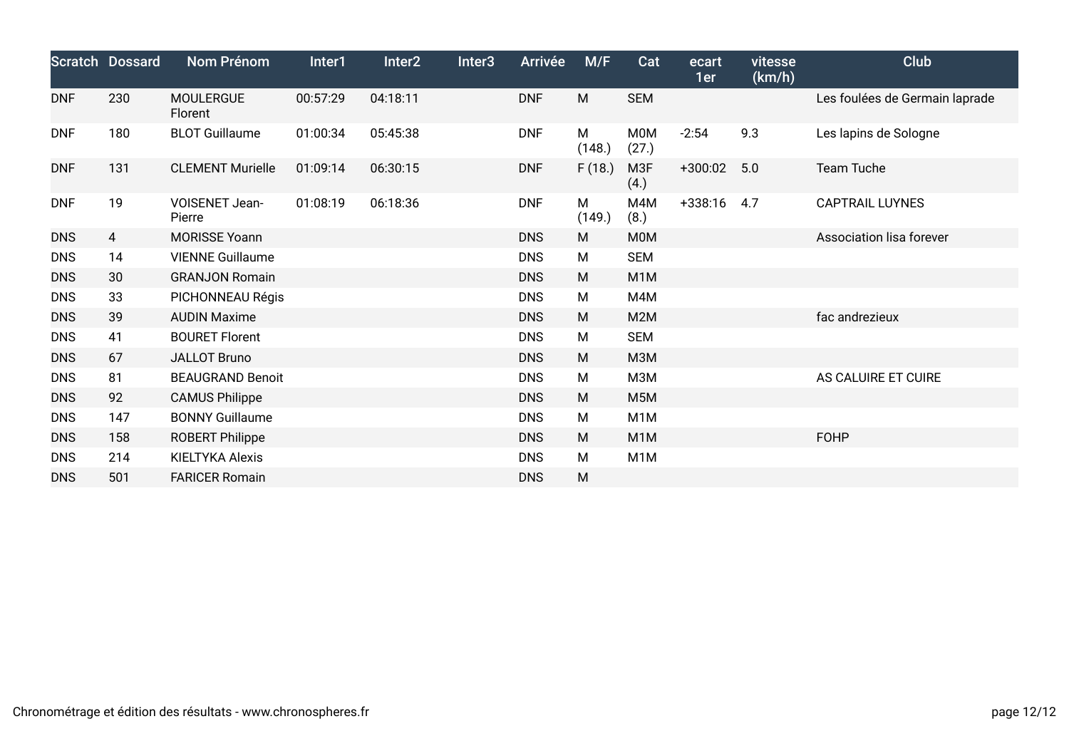| Scratch | Dossard | Nom Prénom | Inter1 | Inter2 | Inter3 | Arrivée | M/F | Cat | ecart 1er | vitesse (km/h) | Club |
|---|---|---|---|---|---|---|---|---|---|---|---|
| DNF | 230 | MOULERGUE Florent | 00:57:29 | 04:18:11 | | DNF | M | SEM | | | Les foulées de Germain laprade |
| DNF | 180 | BLOT Guillaume | 01:00:34 | 05:45:38 | | DNF | M (148.) | M0M (27.) | -2:54 | 9.3 | Les lapins de Sologne |
| DNF | 131 | CLEMENT Murielle | 01:09:14 | 06:30:15 | | DNF | F (18.) | M3F (4.) | +300:02 | 5.0 | Team Tuche |
| DNF | 19 | VOISENET Jean-Pierre | 01:08:19 | 06:18:36 | | DNF | M (149.) | M4M (8.) | +338:16 | 4.7 | CAPTRAIL LUYNES |
| DNS | 4 | MORISSE Yoann | | | | DNS | M | M0M | | | Association lisa forever |
| DNS | 14 | VIENNE Guillaume | | | | DNS | M | SEM | | | |
| DNS | 30 | GRANJON Romain | | | | DNS | M | M1M | | | |
| DNS | 33 | PICHONNEAU Régis | | | | DNS | M | M4M | | | |
| DNS | 39 | AUDIN Maxime | | | | DNS | M | M2M | | | fac andrezieux |
| DNS | 41 | BOURET Florent | | | | DNS | M | SEM | | | |
| DNS | 67 | JALLOT Bruno | | | | DNS | M | M3M | | | |
| DNS | 81 | BEAUGRAND Benoit | | | | DNS | M | M3M | | | AS CALUIRE ET CUIRE |
| DNS | 92 | CAMUS Philippe | | | | DNS | M | M5M | | | |
| DNS | 147 | BONNY Guillaume | | | | DNS | M | M1M | | | |
| DNS | 158 | ROBERT Philippe | | | | DNS | M | M1M | | | FOHP |
| DNS | 214 | KIELTYKA Alexis | | | | DNS | M | M1M | | | |
| DNS | 501 | FARICER Romain | | | | DNS | M | | | | |

Chronométrage et édition des résultats - www.chronospheres.fr